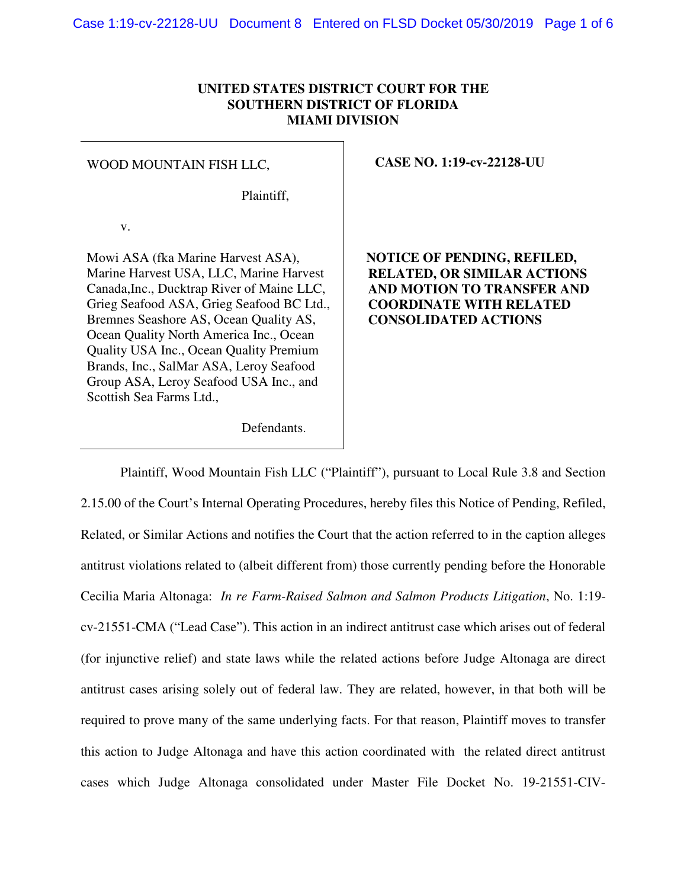**UNITED STATES DISTRICT COURT FOR THE SOUTHERN DISTRICT OF FLORIDA MIAMI DIVISION**

| | |
|---|---|
| WOOD MOUNTAIN FISH LLC,<br><br>Plaintiff,<br><br>v.<br><br>Mowi ASA (fka Marine Harvest ASA), Marine Harvest USA, LLC, Marine Harvest Canada,Inc., Ducktrap River of Maine LLC, Grieg Seafood ASA, Grieg Seafood BC Ltd., Bremnes Seashore AS, Ocean Quality AS, Ocean Quality North America Inc., Ocean Quality USA Inc., Ocean Quality Premium Brands, Inc., SalMar ASA, Leroy Seafood Group ASA, Leroy Seafood USA Inc., and Scottish Sea Farms Ltd.,<br><br>Defendants. | **CASE NO. 1:19-cv-22128-UU**<br><br>**NOTICE OF PENDING, REFILED, RELATED, OR SIMILAR ACTIONS AND MOTION TO TRANSFER AND COORDINATE WITH RELATED CONSOLIDATED ACTIONS** |

Plaintiff, Wood Mountain Fish LLC ("Plaintiff"), pursuant to Local Rule 3.8 and Section 2.15.00 of the Court's Internal Operating Procedures, hereby files this Notice of Pending, Refiled, Related, or Similar Actions and notifies the Court that the action referred to in the caption alleges antitrust violations related to (albeit different from) those currently pending before the Honorable Cecilia Maria Altonaga: *In re Farm-Raised Salmon and Salmon Products Litigation*, No. 1:19-cv-21551-CMA ("Lead Case"). This action in an indirect antitrust case which arises out of federal (for injunctive relief) and state laws while the related actions before Judge Altonaga are direct antitrust cases arising solely out of federal law. They are related, however, in that both will be required to prove many of the same underlying facts. For that reason, Plaintiff moves to transfer this action to Judge Altonaga and have this action coordinated with the related direct antitrust cases which Judge Altonaga consolidated under Master File Docket No. 19-21551-CIV-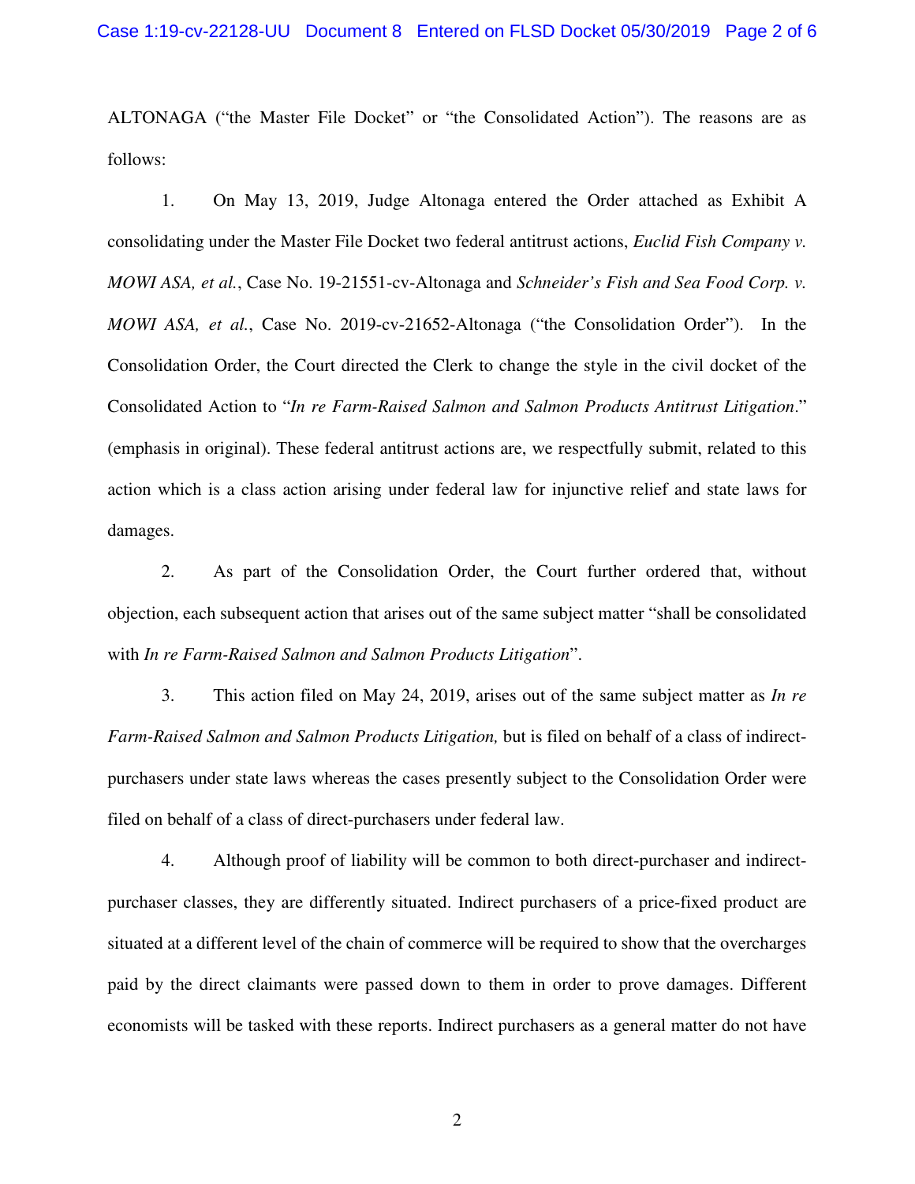ALTONAGA ("the Master File Docket" or "the Consolidated Action"). The reasons are as follows:

1. On May 13, 2019, Judge Altonaga entered the Order attached as Exhibit A consolidating under the Master File Docket two federal antitrust actions, *Euclid Fish Company v. MOWI ASA, et al.*, Case No. 19-21551-cv-Altonaga and *Schneider's Fish and Sea Food Corp. v. MOWI ASA, et al.*, Case No. 2019-cv-21652-Altonaga ("the Consolidation Order"). In the Consolidation Order, the Court directed the Clerk to change the style in the civil docket of the Consolidated Action to "*In re Farm-Raised Salmon and Salmon Products Antitrust Litigation*." (emphasis in original). These federal antitrust actions are, we respectfully submit, related to this action which is a class action arising under federal law for injunctive relief and state laws for damages.

2. As part of the Consolidation Order, the Court further ordered that, without objection, each subsequent action that arises out of the same subject matter "shall be consolidated with *In re Farm-Raised Salmon and Salmon Products Litigation*".

3. This action filed on May 24, 2019, arises out of the same subject matter as *In re Farm-Raised Salmon and Salmon Products Litigation,* but is filed on behalf of a class of indirect-purchasers under state laws whereas the cases presently subject to the Consolidation Order were filed on behalf of a class of direct-purchasers under federal law.

4. Although proof of liability will be common to both direct-purchaser and indirect-purchaser classes, they are differently situated. Indirect purchasers of a price-fixed product are situated at a different level of the chain of commerce will be required to show that the overcharges paid by the direct claimants were passed down to them in order to prove damages. Different economists will be tasked with these reports. Indirect purchasers as a general matter do not have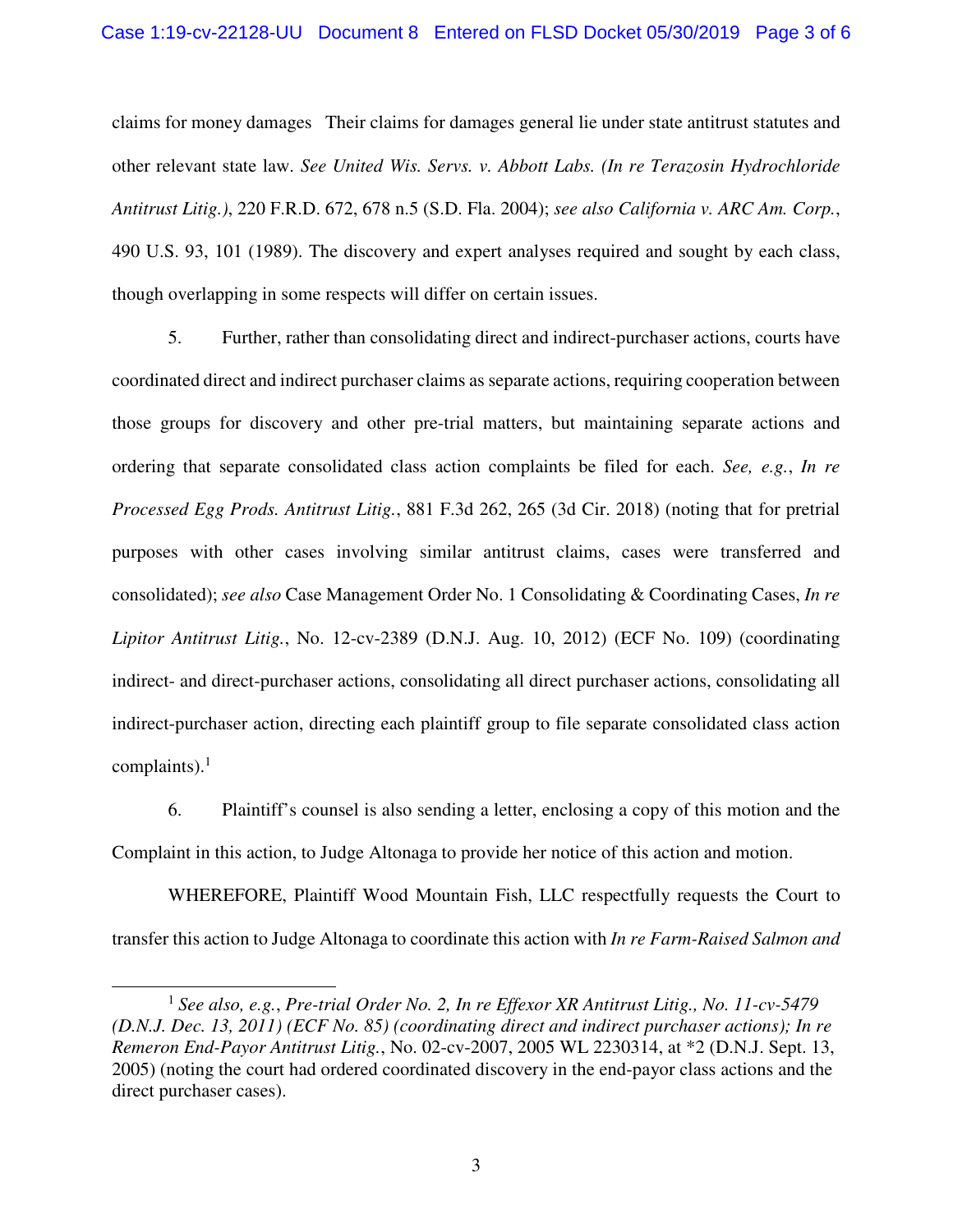claims for money damages Their claims for damages general lie under state antitrust statutes and other relevant state law. *See United Wis. Servs. v. Abbott Labs. (In re Terazosin Hydrochloride Antitrust Litig.)*, 220 F.R.D. 672, 678 n.5 (S.D. Fla. 2004); *see also California v. ARC Am. Corp.*, 490 U.S. 93, 101 (1989). The discovery and expert analyses required and sought by each class, though overlapping in some respects will differ on certain issues.

5. Further, rather than consolidating direct and indirect-purchaser actions, courts have coordinated direct and indirect purchaser claims as separate actions, requiring cooperation between those groups for discovery and other pre-trial matters, but maintaining separate actions and ordering that separate consolidated class action complaints be filed for each. *See, e.g.*, *In re Processed Egg Prods. Antitrust Litig.*, 881 F.3d 262, 265 (3d Cir. 2018) (noting that for pretrial purposes with other cases involving similar antitrust claims, cases were transferred and consolidated); *see also* Case Management Order No. 1 Consolidating & Coordinating Cases, *In re Lipitor Antitrust Litig.*, No. 12-cv-2389 (D.N.J. Aug. 10, 2012) (ECF No. 109) (coordinating indirect- and direct-purchaser actions, consolidating all direct purchaser actions, consolidating all indirect-purchaser action, directing each plaintiff group to file separate consolidated class action complaints).[1]

6. Plaintiff's counsel is also sending a letter, enclosing a copy of this motion and the Complaint in this action, to Judge Altonaga to provide her notice of this action and motion.

WHEREFORE, Plaintiff Wood Mountain Fish, LLC respectfully requests the Court to transfer this action to Judge Altonaga to coordinate this action with *In re Farm-Raised Salmon and*

---

[1] *See also, e.g., Pre-trial Order No. 2, In re Effexor XR Antitrust Litig., No. 11-cv-5479 (D.N.J. Dec. 13, 2011) (ECF No. 85) (coordinating direct and indirect purchaser actions); In re Remeron End-Payor Antitrust Litig.*, No. 02-cv-2007, 2005 WL 2230314, at *2 (D.N.J. Sept. 13, 2005) (noting the court had ordered coordinated discovery in the end-payor class actions and the direct purchaser cases).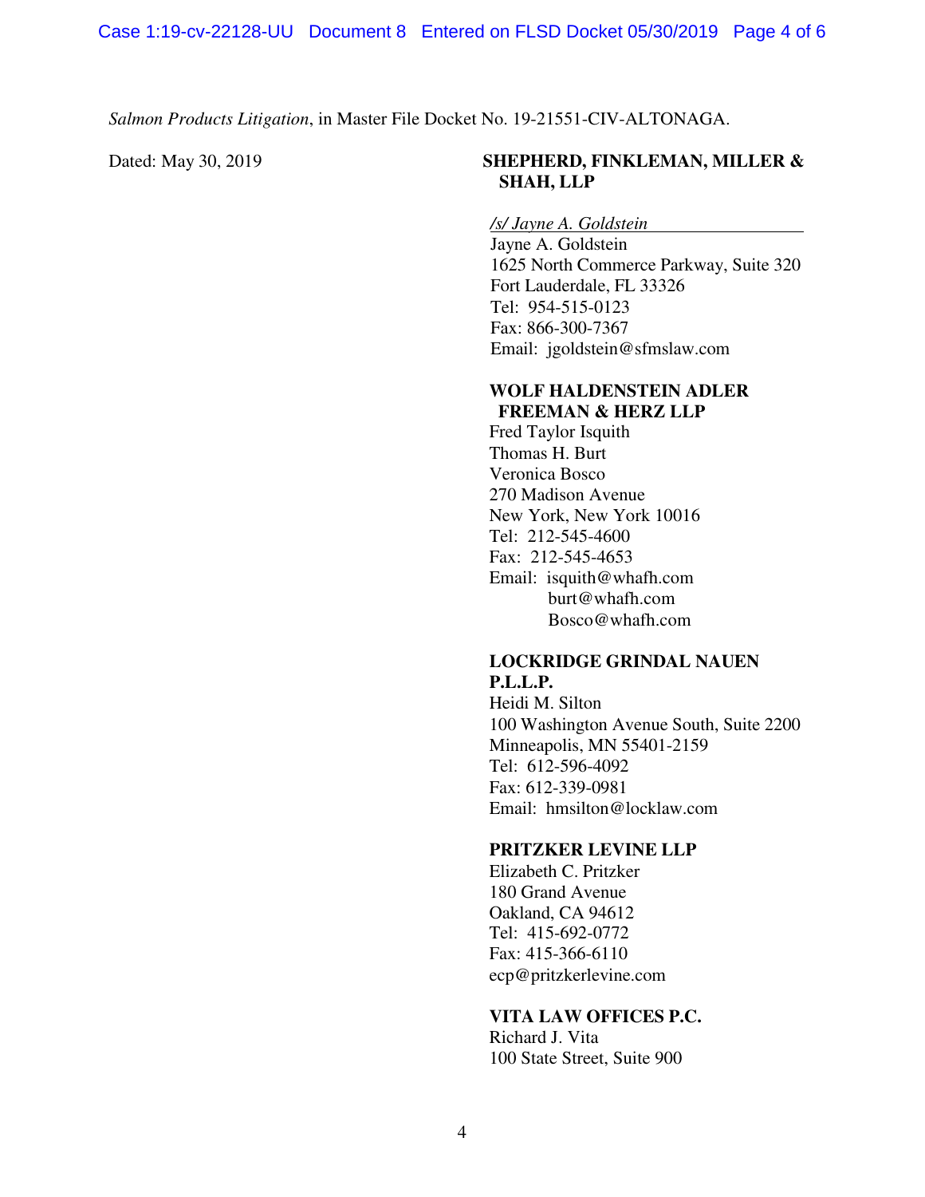*Salmon Products Litigation*, in Master File Docket No. 19-21551-CIV-ALTONAGA.

Dated: May 30, 2019

**SHEPHERD, FINKLEMAN, MILLER & SHAH, LLP**

*/s/ Jayne A. Goldstein*
Jayne A. Goldstein
1625 North Commerce Parkway, Suite 320
Fort Lauderdale, FL 33326
Tel: 954-515-0123
Fax: 866-300-7367
Email: jgoldstein@sfmslaw.com

**WOLF HALDENSTEIN ADLER FREEMAN & HERZ LLP**
Fred Taylor Isquith
Thomas H. Burt
Veronica Bosco
270 Madison Avenue
New York, New York 10016
Tel: 212-545-4600
Fax: 212-545-4653
Email: isquith@whafh.com
burt@whafh.com
Bosco@whafh.com

**LOCKRIDGE GRINDAL NAUEN P.L.L.P.**
Heidi M. Silton
100 Washington Avenue South, Suite 2200
Minneapolis, MN 55401-2159
Tel: 612-596-4092
Fax: 612-339-0981
Email: hmsilton@locklaw.com

**PRITZKER LEVINE LLP**
Elizabeth C. Pritzker
180 Grand Avenue
Oakland, CA 94612
Tel: 415-692-0772
Fax: 415-366-6110
ecp@pritzkerlevine.com

**VITA LAW OFFICES P.C.**
Richard J. Vita
100 State Street, Suite 900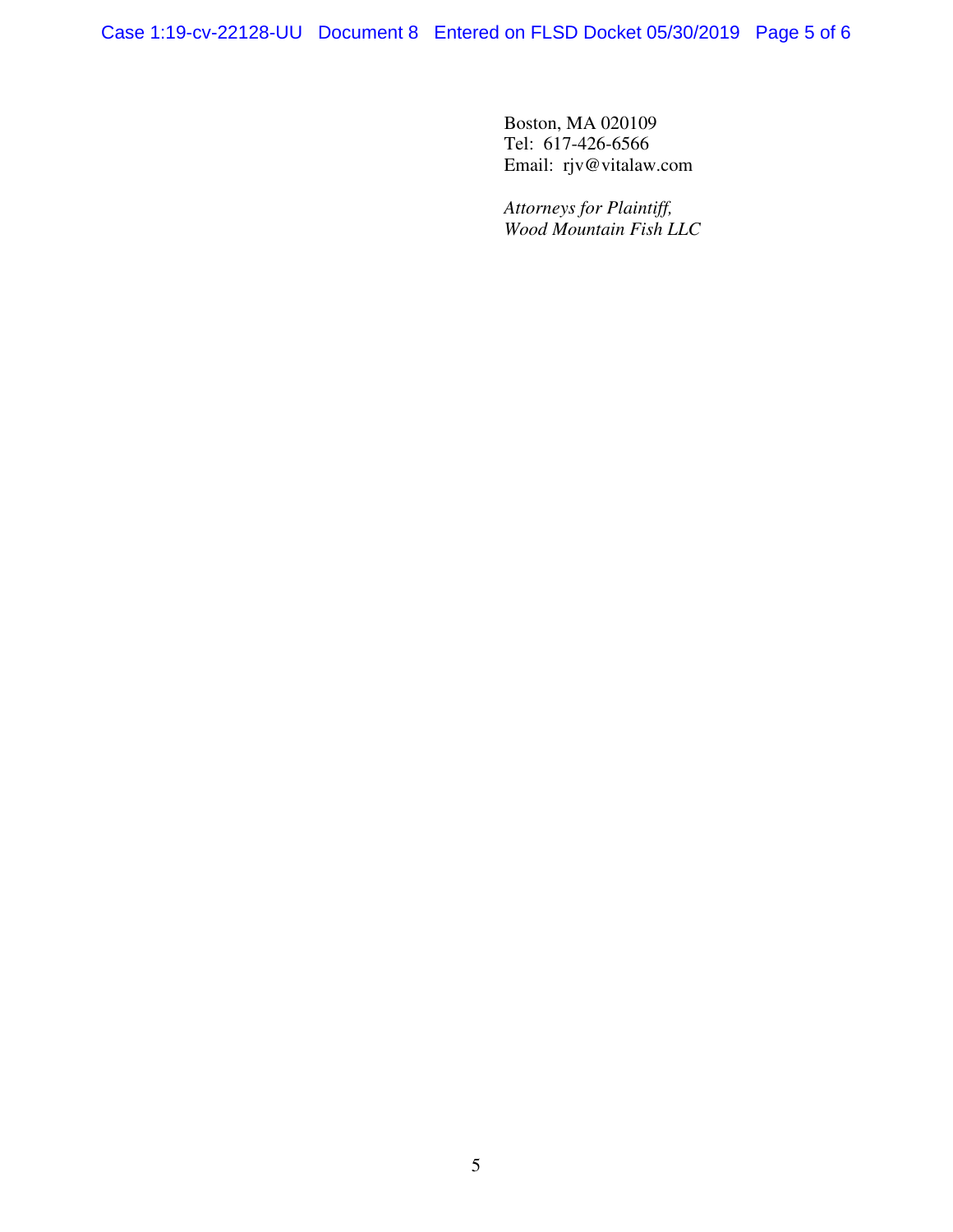Boston, MA 020109
Tel: 617-426-6566
Email: rjv@vitalaw.com

*Attorneys for Plaintiff,*
*Wood Mountain Fish LLC*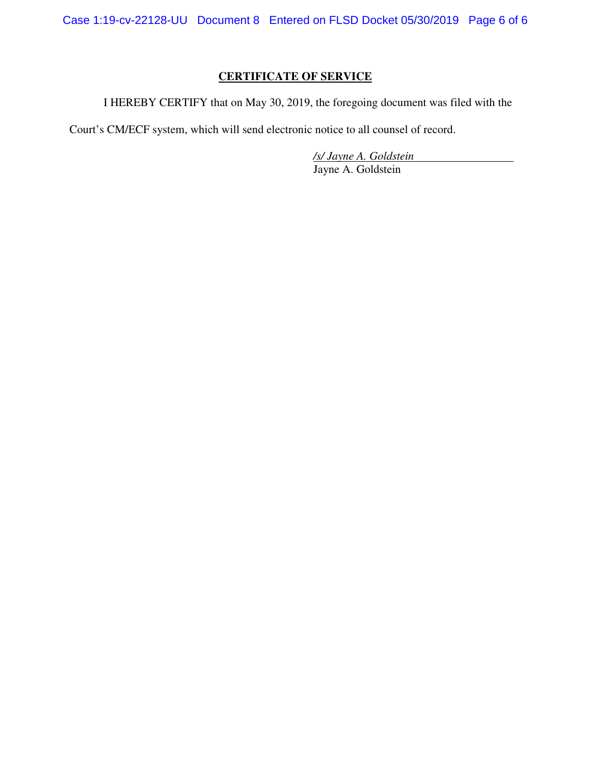## CERTIFICATE OF SERVICE

I HEREBY CERTIFY that on May 30, 2019, the foregoing document was filed with the Court's CM/ECF system, which will send electronic notice to all counsel of record.

*/s/ Jayne A. Goldstein*
Jayne A. Goldstein